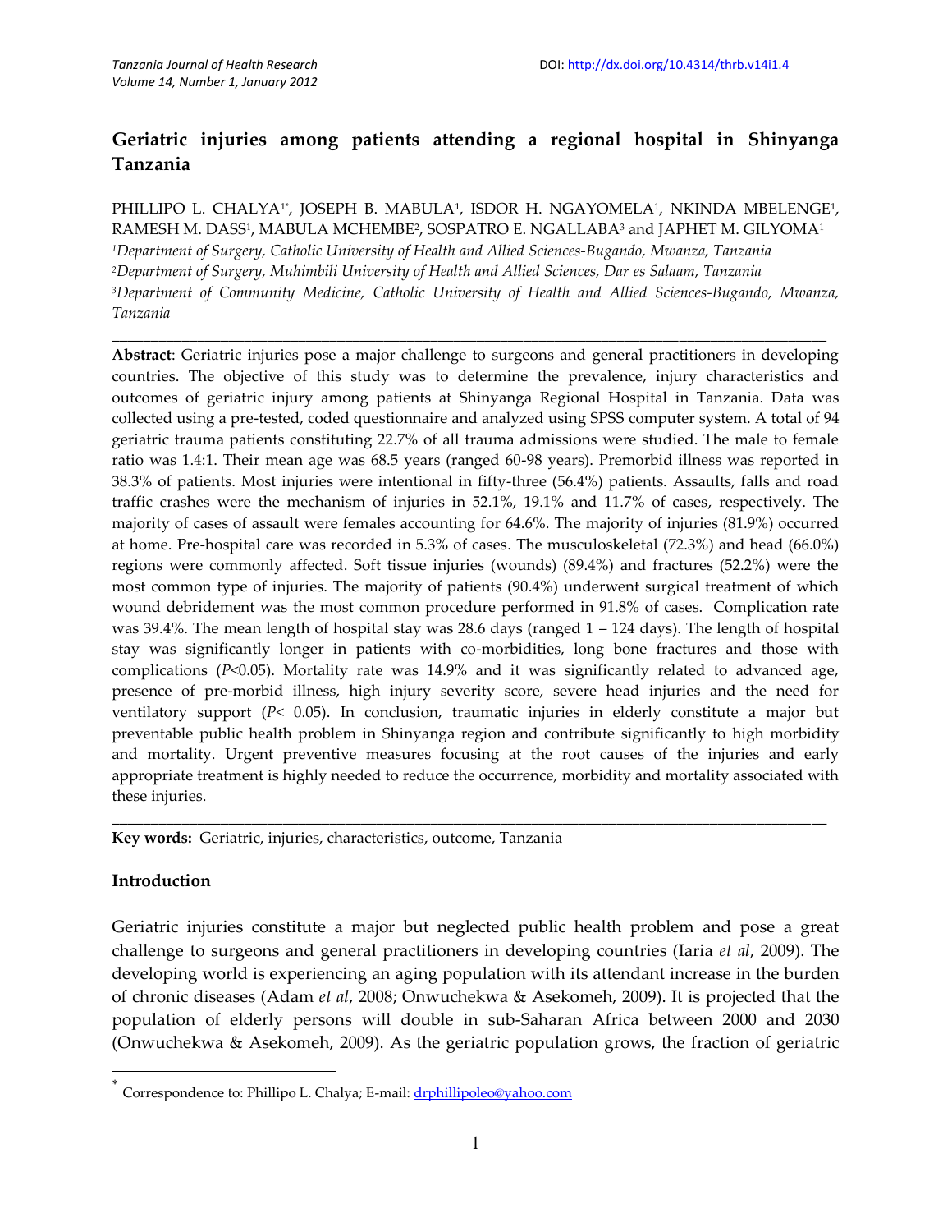# Geriatric injuries among patients attending a regional hospital in Shinyanga Tanzania

PHILLIPO L. CHALYA[1*], JOSEPH B. MABULA[1], ISDOR H. NGAYOMELA[1], NKINDA MBELENGE[1], RAMESH M. DASS[1], MABULA MCHEMBE[2], SOSPATRO E. NGALLABA[3] and JAPHET M. GILYOMA[1]

[1]*Department of Surgery, Catholic University of Health and Allied Sciences-Bugando, Mwanza, Tanzania*
[2]*Department of Surgery, Muhimbili University of Health and Allied Sciences, Dar es Salaam, Tanzania*
[3]*Department of Community Medicine, Catholic University of Health and Allied Sciences-Bugando, Mwanza, Tanzania*

---

**Abstract**: Geriatric injuries pose a major challenge to surgeons and general practitioners in developing countries. The objective of this study was to determine the prevalence, injury characteristics and outcomes of geriatric injury among patients at Shinyanga Regional Hospital in Tanzania. Data was collected using a pre-tested, coded questionnaire and analyzed using SPSS computer system. A total of 94 geriatric trauma patients constituting 22.7% of all trauma admissions were studied. The male to female ratio was 1.4:1. Their mean age was 68.5 years (ranged 60-98 years). Premorbid illness was reported in 38.3% of patients. Most injuries were intentional in fifty-three (56.4%) patients. Assaults, falls and road traffic crashes were the mechanism of injuries in 52.1%, 19.1% and 11.7% of cases, respectively. The majority of cases of assault were females accounting for 64.6%. The majority of injuries (81.9%) occurred at home. Pre-hospital care was recorded in 5.3% of cases. The musculoskeletal (72.3%) and head (66.0%) regions were commonly affected. Soft tissue injuries (wounds) (89.4%) and fractures (52.2%) were the most common type of injuries. The majority of patients (90.4%) underwent surgical treatment of which wound debridement was the most common procedure performed in 91.8% of cases. Complication rate was 39.4%. The mean length of hospital stay was 28.6 days (ranged 1 – 124 days). The length of hospital stay was significantly longer in patients with co-morbidities, long bone fractures and those with complications ($P<0.05$). Mortality rate was 14.9% and it was significantly related to advanced age, presence of pre-morbid illness, high injury severity score, severe head injuries and the need for ventilatory support ($P< 0.05$). In conclusion, traumatic injuries in elderly constitute a major but preventable public health problem in Shinyanga region and contribute significantly to high morbidity and mortality. Urgent preventive measures focusing at the root causes of the injuries and early appropriate treatment is highly needed to reduce the occurrence, morbidity and mortality associated with these injuries.

---

**Key words:** Geriatric, injuries, characteristics, outcome, Tanzania

## Introduction

Geriatric injuries constitute a major but neglected public health problem and pose a great challenge to surgeons and general practitioners in developing countries (Iaria *et al*, 2009). The developing world is experiencing an aging population with its attendant increase in the burden of chronic diseases (Adam *et al*, 2008; Onwuchekwa & Asekomeh, 2009). It is projected that the population of elderly persons will double in sub-Saharan Africa between 2000 and 2030 (Onwuchekwa & Asekomeh, 2009). As the geriatric population grows, the fraction of geriatric

---

\* Correspondence to: Phillipo L. Chalya; E-mail: drphillipoleo@yahoo.com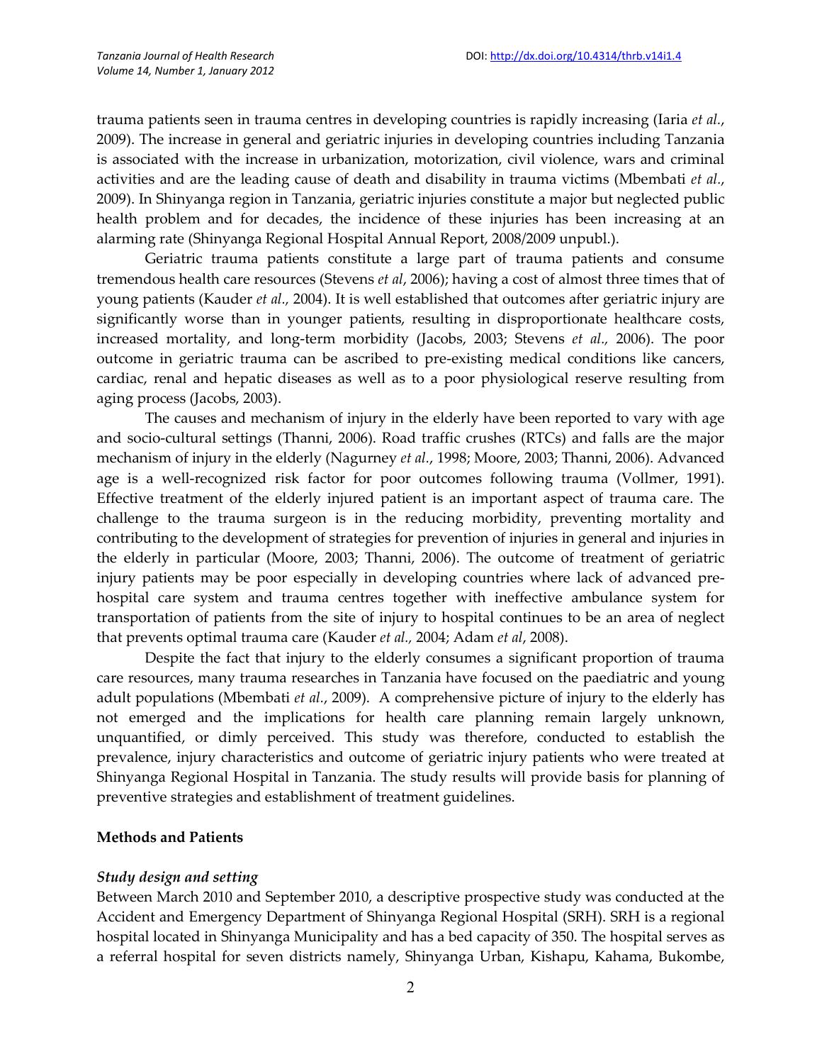trauma patients seen in trauma centres in developing countries is rapidly increasing (Iaria *et al.*, 2009). The increase in general and geriatric injuries in developing countries including Tanzania is associated with the increase in urbanization, motorization, civil violence, wars and criminal activities and are the leading cause of death and disability in trauma victims (Mbembati *et al.*, 2009). In Shinyanga region in Tanzania, geriatric injuries constitute a major but neglected public health problem and for decades, the incidence of these injuries has been increasing at an alarming rate (Shinyanga Regional Hospital Annual Report, 2008/2009 unpubl.).

Geriatric trauma patients constitute a large part of trauma patients and consume tremendous health care resources (Stevens *et al*, 2006); having a cost of almost three times that of young patients (Kauder *et al.,* 2004). It is well established that outcomes after geriatric injury are significantly worse than in younger patients, resulting in disproportionate healthcare costs, increased mortality, and long-term morbidity (Jacobs, 2003; Stevens *et al.,* 2006). The poor outcome in geriatric trauma can be ascribed to pre-existing medical conditions like cancers, cardiac, renal and hepatic diseases as well as to a poor physiological reserve resulting from aging process (Jacobs, 2003).

The causes and mechanism of injury in the elderly have been reported to vary with age and socio-cultural settings (Thanni, 2006). Road traffic crushes (RTCs) and falls are the major mechanism of injury in the elderly (Nagurney *et al.*, 1998; Moore, 2003; Thanni, 2006). Advanced age is a well-recognized risk factor for poor outcomes following trauma (Vollmer, 1991). Effective treatment of the elderly injured patient is an important aspect of trauma care. The challenge to the trauma surgeon is in the reducing morbidity, preventing mortality and contributing to the development of strategies for prevention of injuries in general and injuries in the elderly in particular (Moore, 2003; Thanni, 2006). The outcome of treatment of geriatric injury patients may be poor especially in developing countries where lack of advanced pre-hospital care system and trauma centres together with ineffective ambulance system for transportation of patients from the site of injury to hospital continues to be an area of neglect that prevents optimal trauma care (Kauder *et al.,* 2004; Adam *et al*, 2008).

Despite the fact that injury to the elderly consumes a significant proportion of trauma care resources, many trauma researches in Tanzania have focused on the paediatric and young adult populations (Mbembati *et al.*, 2009). A comprehensive picture of injury to the elderly has not emerged and the implications for health care planning remain largely unknown, unquantified, or dimly perceived. This study was therefore, conducted to establish the prevalence, injury characteristics and outcome of geriatric injury patients who were treated at Shinyanga Regional Hospital in Tanzania. The study results will provide basis for planning of preventive strategies and establishment of treatment guidelines.

## Methods and Patients

### *Study design and setting*

Between March 2010 and September 2010, a descriptive prospective study was conducted at the Accident and Emergency Department of Shinyanga Regional Hospital (SRH). SRH is a regional hospital located in Shinyanga Municipality and has a bed capacity of 350. The hospital serves as a referral hospital for seven districts namely, Shinyanga Urban, Kishapu, Kahama, Bukombe,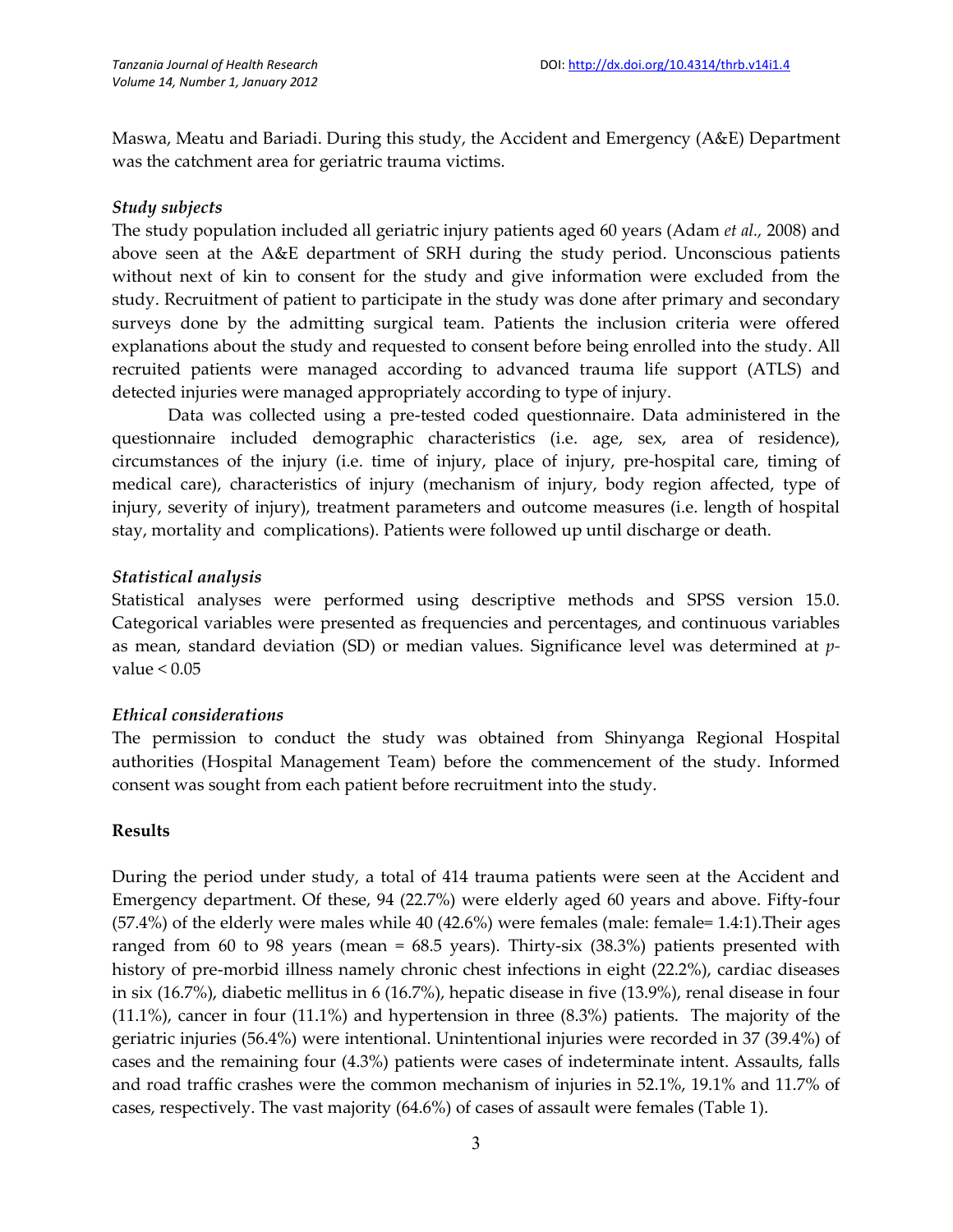Maswa, Meatu and Bariadi. During this study, the Accident and Emergency (A&E) Department was the catchment area for geriatric trauma victims.

### *Study subjects*

The study population included all geriatric injury patients aged 60 years (Adam *et al.*, 2008) and above seen at the A&E department of SRH during the study period. Unconscious patients without next of kin to consent for the study and give information were excluded from the study. Recruitment of patient to participate in the study was done after primary and secondary surveys done by the admitting surgical team. Patients the inclusion criteria were offered explanations about the study and requested to consent before being enrolled into the study. All recruited patients were managed according to advanced trauma life support (ATLS) and detected injuries were managed appropriately according to type of injury.

Data was collected using a pre-tested coded questionnaire. Data administered in the questionnaire included demographic characteristics (i.e. age, sex, area of residence), circumstances of the injury (i.e. time of injury, place of injury, pre-hospital care, timing of medical care), characteristics of injury (mechanism of injury, body region affected, type of injury, severity of injury), treatment parameters and outcome measures (i.e. length of hospital stay, mortality and complications). Patients were followed up until discharge or death.

### *Statistical analysis*

Statistical analyses were performed using descriptive methods and SPSS version 15.0. Categorical variables were presented as frequencies and percentages, and continuous variables as mean, standard deviation (SD) or median values. Significance level was determined at $p$-value < 0.05

### *Ethical considerations*

The permission to conduct the study was obtained from Shinyanga Regional Hospital authorities (Hospital Management Team) before the commencement of the study. Informed consent was sought from each patient before recruitment into the study.

## **Results**

During the period under study, a total of 414 trauma patients were seen at the Accident and Emergency department. Of these, 94 (22.7%) were elderly aged 60 years and above. Fifty-four (57.4%) of the elderly were males while 40 (42.6%) were females (male: female= 1.4:1).Their ages ranged from 60 to 98 years (mean = 68.5 years). Thirty-six (38.3%) patients presented with history of pre-morbid illness namely chronic chest infections in eight (22.2%), cardiac diseases in six (16.7%), diabetic mellitus in 6 (16.7%), hepatic disease in five (13.9%), renal disease in four (11.1%), cancer in four (11.1%) and hypertension in three (8.3%) patients. The majority of the geriatric injuries (56.4%) were intentional. Unintentional injuries were recorded in 37 (39.4%) of cases and the remaining four (4.3%) patients were cases of indeterminate intent. Assaults, falls and road traffic crashes were the common mechanism of injuries in 52.1%, 19.1% and 11.7% of cases, respectively. The vast majority (64.6%) of cases of assault were females (Table 1).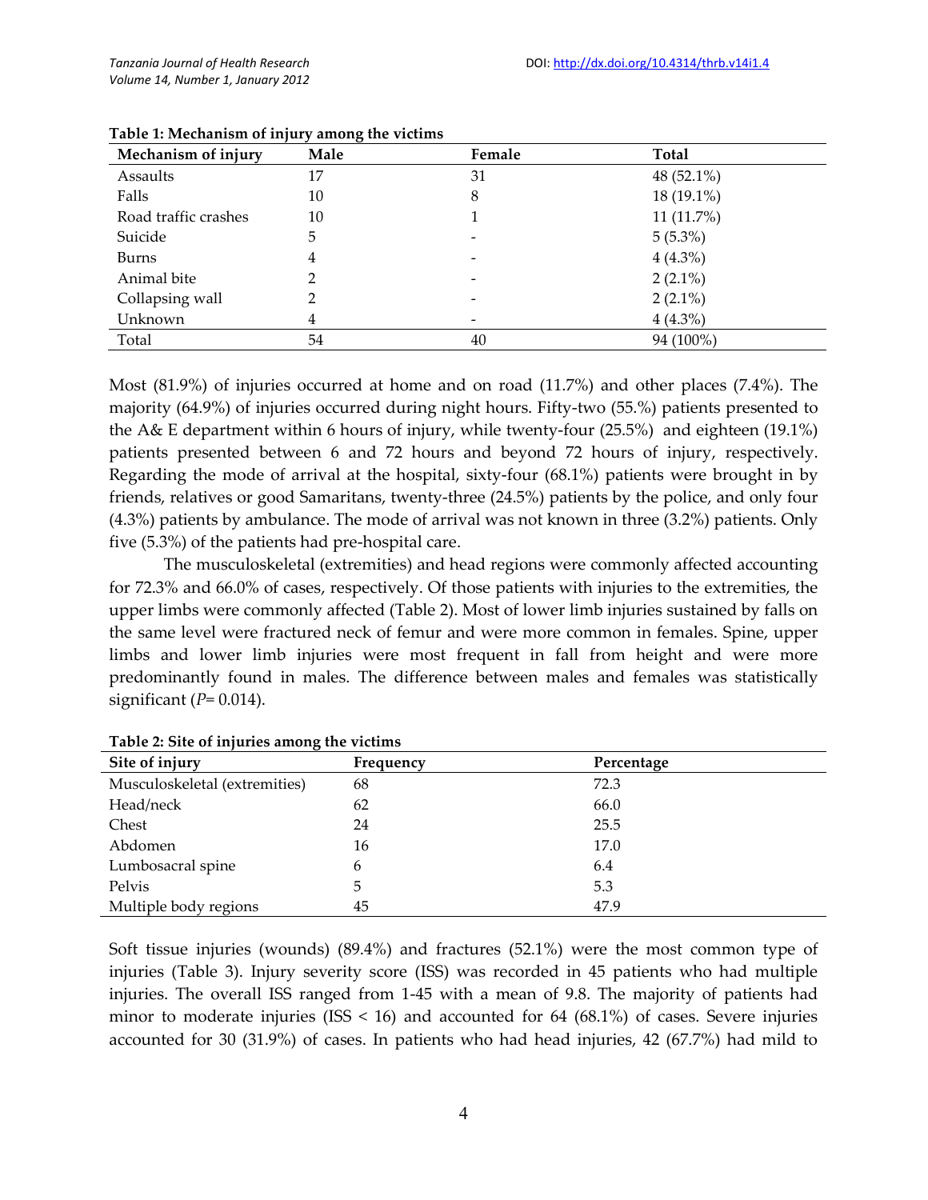**Table 1: Mechanism of injury among the victims**

| Mechanism of injury | Male | Female | Total |
|---|---|---|---|
| Assaults | 17 | 31 | 48 (52.1%) |
| Falls | 10 | 8 | 18 (19.1%) |
| Road traffic crashes | 10 | 1 | 11 (11.7%) |
| Suicide | 5 | - | 5 (5.3%) |
| Burns | 4 | - | 4 (4.3%) |
| Animal bite | 2 | - | 2 (2.1%) |
| Collapsing wall | 2 | - | 2 (2.1%) |
| Unknown | 4 | - | 4 (4.3%) |
| Total | 54 | 40 | 94 (100%) |

Most (81.9%) of injuries occurred at home and on road (11.7%) and other places (7.4%). The majority (64.9%) of injuries occurred during night hours. Fifty-two (55.%) patients presented to the A& E department within 6 hours of injury, while twenty-four (25.5%) and eighteen (19.1%) patients presented between 6 and 72 hours and beyond 72 hours of injury, respectively. Regarding the mode of arrival at the hospital, sixty-four (68.1%) patients were brought in by friends, relatives or good Samaritans, twenty-three (24.5%) patients by the police, and only four (4.3%) patients by ambulance. The mode of arrival was not known in three (3.2%) patients. Only five (5.3%) of the patients had pre-hospital care.

The musculoskeletal (extremities) and head regions were commonly affected accounting for 72.3% and 66.0% of cases, respectively. Of those patients with injuries to the extremities, the upper limbs were commonly affected (Table 2). Most of lower limb injuries sustained by falls on the same level were fractured neck of femur and were more common in females. Spine, upper limbs and lower limb injuries were most frequent in fall from height and were more predominantly found in males. The difference between males and females was statistically significant ($P$= 0.014).

**Table 2: Site of injuries among the victims**

| Site of injury | Frequency | Percentage |
|---|---|---|
| Musculoskeletal (extremities) | 68 | 72.3 |
| Head/neck | 62 | 66.0 |
| Chest | 24 | 25.5 |
| Abdomen | 16 | 17.0 |
| Lumbosacral spine | 6 | 6.4 |
| Pelvis | 5 | 5.3 |
| Multiple body regions | 45 | 47.9 |

Soft tissue injuries (wounds) (89.4%) and fractures (52.1%) were the most common type of injuries (Table 3). Injury severity score (ISS) was recorded in 45 patients who had multiple injuries. The overall ISS ranged from 1-45 with a mean of 9.8. The majority of patients had minor to moderate injuries (ISS < 16) and accounted for 64 (68.1%) of cases. Severe injuries accounted for 30 (31.9%) of cases. In patients who had head injuries, 42 (67.7%) had mild to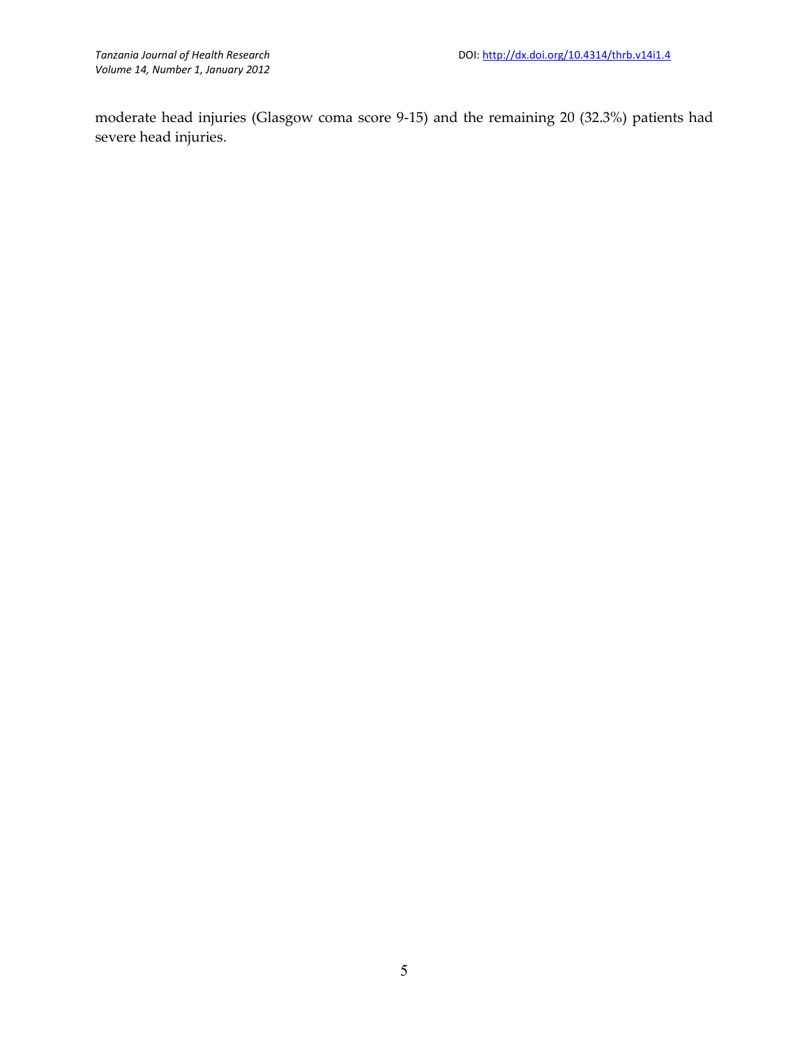moderate head injuries (Glasgow coma score 9-15) and the remaining 20 (32.3%) patients had severe head injuries.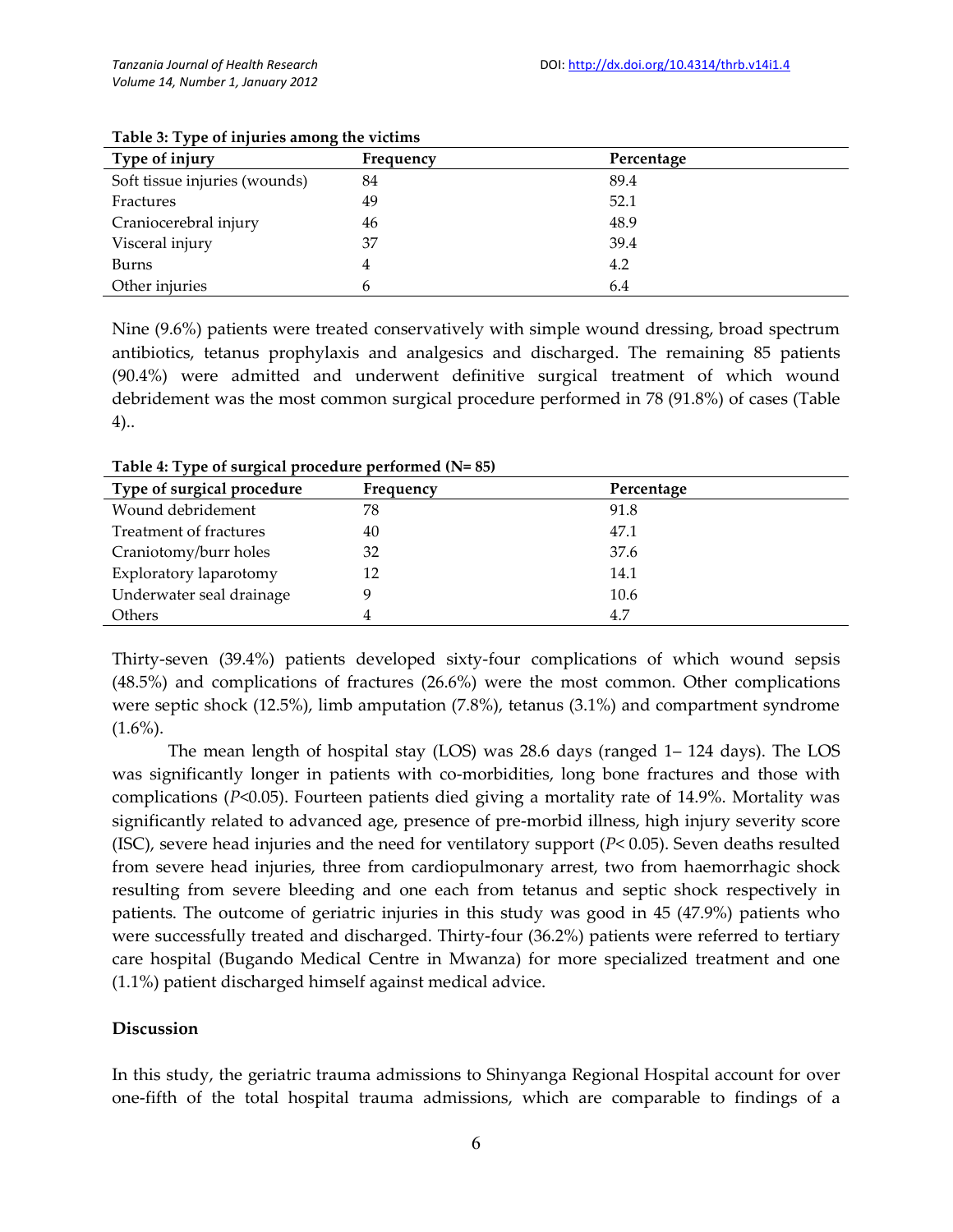**Table 3: Type of injuries among the victims**

| Type of injury | Frequency | Percentage |
|---|---|---|
| Soft tissue injuries (wounds) | 84 | 89.4 |
| Fractures | 49 | 52.1 |
| Craniocerebral injury | 46 | 48.9 |
| Visceral injury | 37 | 39.4 |
| Burns | 4 | 4.2 |
| Other injuries | 6 | 6.4 |

Nine (9.6%) patients were treated conservatively with simple wound dressing, broad spectrum antibiotics, tetanus prophylaxis and analgesics and discharged. The remaining 85 patients (90.4%) were admitted and underwent definitive surgical treatment of which wound debridement was the most common surgical procedure performed in 78 (91.8%) of cases (Table 4)..

**Table 4: Type of surgical procedure performed (N= 85)**

| Type of surgical procedure | Frequency | Percentage |
|---|---|---|
| Wound debridement | 78 | 91.8 |
| Treatment of fractures | 40 | 47.1 |
| Craniotomy/burr holes | 32 | 37.6 |
| Exploratory laparotomy | 12 | 14.1 |
| Underwater seal drainage | 9 | 10.6 |
| Others | 4 | 4.7 |

Thirty-seven (39.4%) patients developed sixty-four complications of which wound sepsis (48.5%) and complications of fractures (26.6%) were the most common. Other complications were septic shock (12.5%), limb amputation (7.8%), tetanus (3.1%) and compartment syndrome (1.6%).

The mean length of hospital stay (LOS) was 28.6 days (ranged 1– 124 days). The LOS was significantly longer in patients with co-morbidities, long bone fractures and those with complications ($P$<0.05). Fourteen patients died giving a mortality rate of 14.9%. Mortality was significantly related to advanced age, presence of pre-morbid illness, high injury severity score (ISC), severe head injuries and the need for ventilatory support ($P$< 0.05). Seven deaths resulted from severe head injuries, three from cardiopulmonary arrest, two from haemorrhagic shock resulting from severe bleeding and one each from tetanus and septic shock respectively in patients. The outcome of geriatric injuries in this study was good in 45 (47.9%) patients who were successfully treated and discharged. Thirty-four (36.2%) patients were referred to tertiary care hospital (Bugando Medical Centre in Mwanza) for more specialized treatment and one (1.1%) patient discharged himself against medical advice.

## Discussion

In this study, the geriatric trauma admissions to Shinyanga Regional Hospital account for over one-fifth of the total hospital trauma admissions, which are comparable to findings of a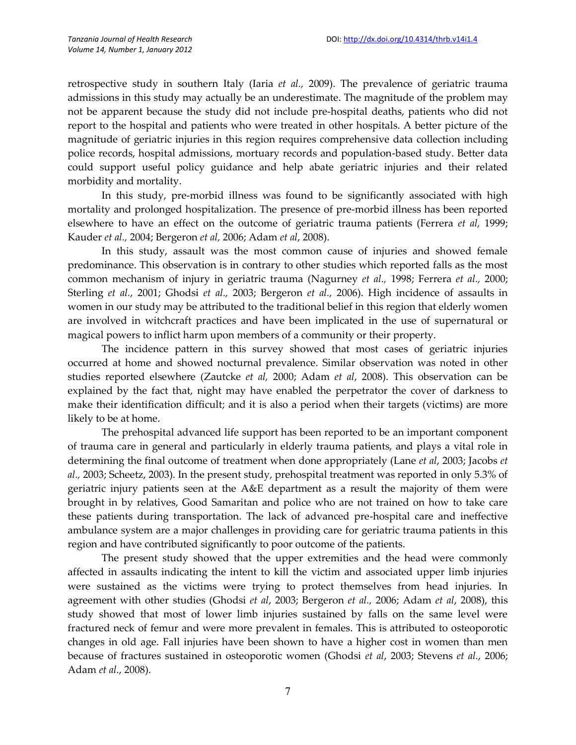retrospective study in southern Italy (Iaria *et al.,* 2009). The prevalence of geriatric trauma admissions in this study may actually be an underestimate. The magnitude of the problem may not be apparent because the study did not include pre-hospital deaths, patients who did not report to the hospital and patients who were treated in other hospitals. A better picture of the magnitude of geriatric injuries in this region requires comprehensive data collection including police records, hospital admissions, mortuary records and population-based study. Better data could support useful policy guidance and help abate geriatric injuries and their related morbidity and mortality.

In this study, pre-morbid illness was found to be significantly associated with high mortality and prolonged hospitalization. The presence of pre-morbid illness has been reported elsewhere to have an effect on the outcome of geriatric trauma patients (Ferrera *et al,* 1999; Kauder *et al.,* 2004; Bergeron *et al,* 2006; Adam *et al*, 2008).

In this study, assault was the most common cause of injuries and showed female predominance. This observation is in contrary to other studies which reported falls as the most common mechanism of injury in geriatric trauma (Nagurney *et al.,* 1998; Ferrera *et al.,* 2000; Sterling *et al*., 2001; Ghodsi *et al.,* 2003; Bergeron *et al.,* 2006). High incidence of assaults in women in our study may be attributed to the traditional belief in this region that elderly women are involved in witchcraft practices and have been implicated in the use of supernatural or magical powers to inflict harm upon members of a community or their property.

The incidence pattern in this survey showed that most cases of geriatric injuries occurred at home and showed nocturnal prevalence. Similar observation was noted in other studies reported elsewhere (Zautcke *et al,* 2000; Adam *et al*, 2008). This observation can be explained by the fact that, night may have enabled the perpetrator the cover of darkness to make their identification difficult; and it is also a period when their targets (victims) are more likely to be at home.

The prehospital advanced life support has been reported to be an important component of trauma care in general and particularly in elderly trauma patients, and plays a vital role in determining the final outcome of treatment when done appropriately (Lane *et al*, 2003; Jacobs *et al.,* 2003; Scheetz, 2003). In the present study, prehospital treatment was reported in only 5.3% of geriatric injury patients seen at the A&E department as a result the majority of them were brought in by relatives, Good Samaritan and police who are not trained on how to take care these patients during transportation. The lack of advanced pre-hospital care and ineffective ambulance system are a major challenges in providing care for geriatric trauma patients in this region and have contributed significantly to poor outcome of the patients.

The present study showed that the upper extremities and the head were commonly affected in assaults indicating the intent to kill the victim and associated upper limb injuries were sustained as the victims were trying to protect themselves from head injuries. In agreement with other studies (Ghodsi *et al*, 2003; Bergeron *et al.,* 2006; Adam *et al*, 2008), this study showed that most of lower limb injuries sustained by falls on the same level were fractured neck of femur and were more prevalent in females. This is attributed to osteoporotic changes in old age. Fall injuries have been shown to have a higher cost in women than men because of fractures sustained in osteoporotic women (Ghodsi *et al*, 2003; Stevens *et al.*, 2006; Adam *et al*., 2008).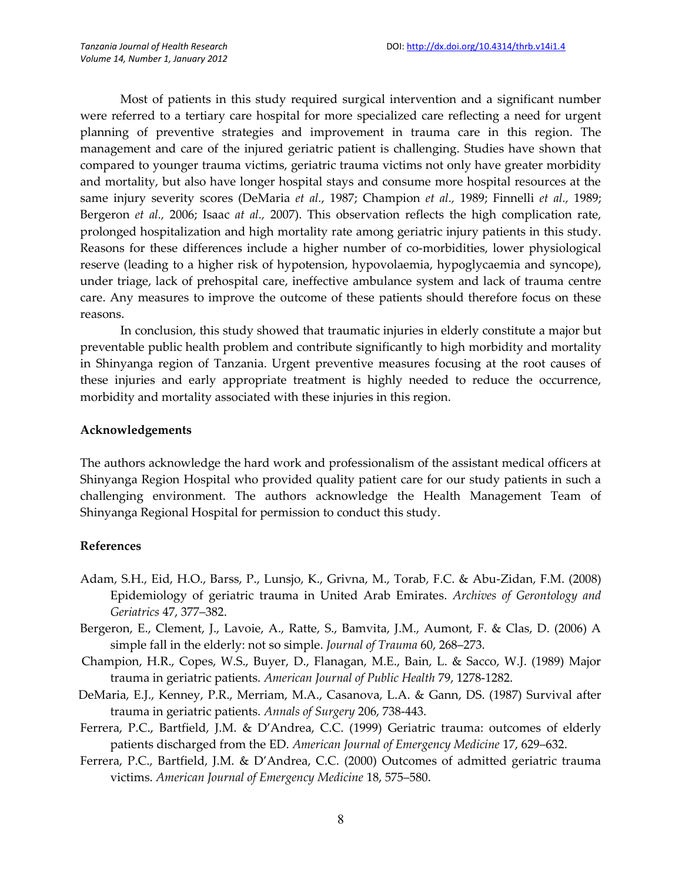Most of patients in this study required surgical intervention and a significant number were referred to a tertiary care hospital for more specialized care reflecting a need for urgent planning of preventive strategies and improvement in trauma care in this region. The management and care of the injured geriatric patient is challenging. Studies have shown that compared to younger trauma victims, geriatric trauma victims not only have greater morbidity and mortality, but also have longer hospital stays and consume more hospital resources at the same injury severity scores (DeMaria *et al.*, 1987; Champion *et al.*, 1989; Finnelli *et al.*, 1989; Bergeron *et al.*, 2006; Isaac *at al.*, 2007). This observation reflects the high complication rate, prolonged hospitalization and high mortality rate among geriatric injury patients in this study. Reasons for these differences include a higher number of co-morbidities, lower physiological reserve (leading to a higher risk of hypotension, hypovolaemia, hypoglycaemia and syncope), under triage, lack of prehospital care, ineffective ambulance system and lack of trauma centre care. Any measures to improve the outcome of these patients should therefore focus on these reasons.

In conclusion, this study showed that traumatic injuries in elderly constitute a major but preventable public health problem and contribute significantly to high morbidity and mortality in Shinyanga region of Tanzania. Urgent preventive measures focusing at the root causes of these injuries and early appropriate treatment is highly needed to reduce the occurrence, morbidity and mortality associated with these injuries in this region.

## Acknowledgements

The authors acknowledge the hard work and professionalism of the assistant medical officers at Shinyanga Region Hospital who provided quality patient care for our study patients in such a challenging environment. The authors acknowledge the Health Management Team of Shinyanga Regional Hospital for permission to conduct this study.

## References

Adam, S.H., Eid, H.O., Barss, P., Lunsjo, K., Grivna, M., Torab, F.C. & Abu-Zidan, F.M. (2008) Epidemiology of geriatric trauma in United Arab Emirates. *Archives of Gerontology and Geriatrics* 47, 377–382.

Bergeron, E., Clement, J., Lavoie, A., Ratte, S., Bamvita, J.M., Aumont, F. & Clas, D. (2006) A simple fall in the elderly: not so simple. *Journal of Trauma* 60, 268–273.

Champion, H.R., Copes, W.S., Buyer, D., Flanagan, M.E., Bain, L. & Sacco, W.J. (1989) Major trauma in geriatric patients. *American Journal of Public Health* 79, 1278-1282.

DeMaria, E.J., Kenney, P.R., Merriam, M.A., Casanova, L.A. & Gann, DS. (1987) Survival after trauma in geriatric patients. *Annals of Surgery* 206, 738-443.

Ferrera, P.C., Bartfield, J.M. & D'Andrea, C.C. (1999) Geriatric trauma: outcomes of elderly patients discharged from the ED. *American Journal of Emergency Medicine* 17, 629–632.

Ferrera, P.C., Bartfield, J.M. & D'Andrea, C.C. (2000) Outcomes of admitted geriatric trauma victims. *American Journal of Emergency Medicine* 18, 575–580.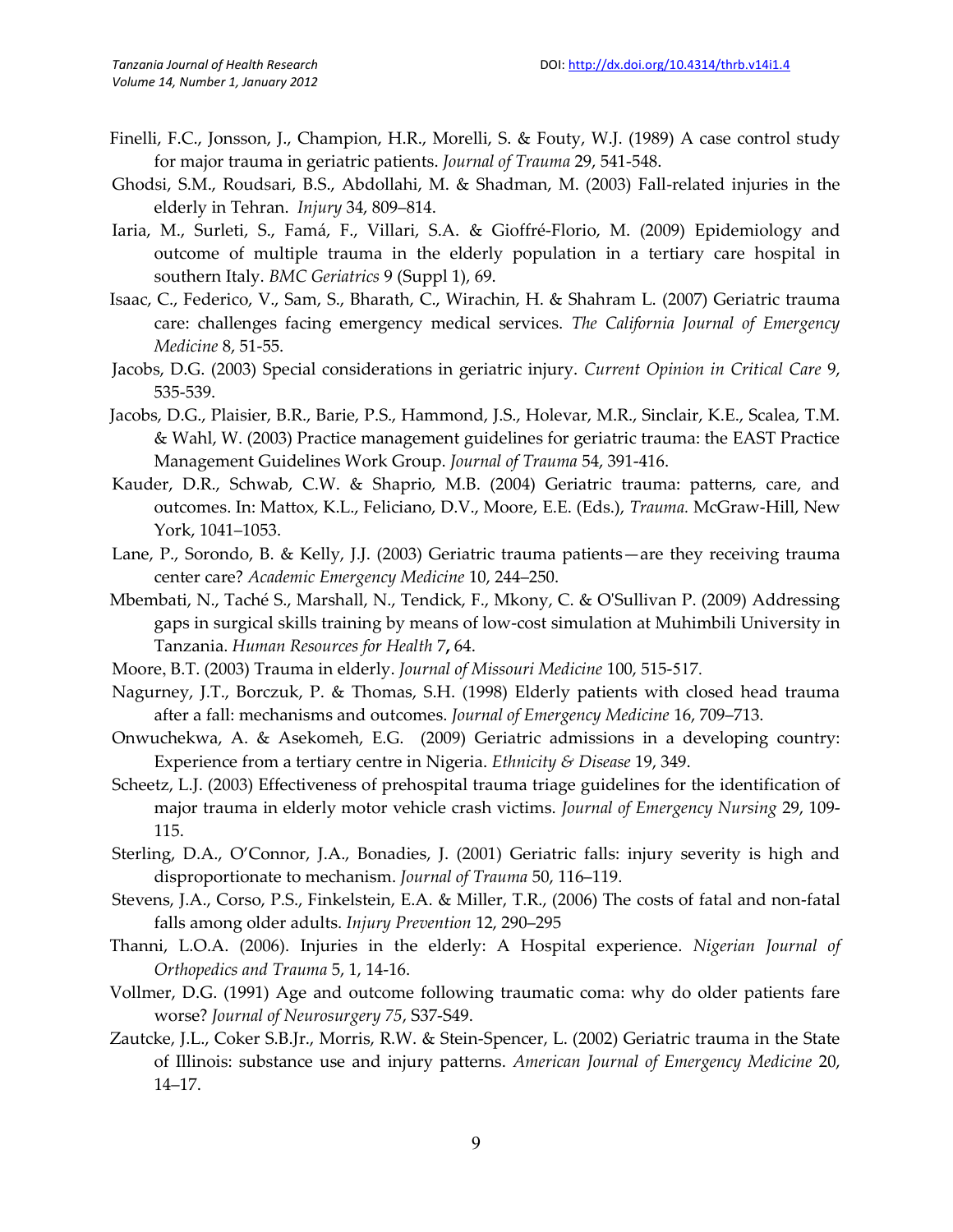Finelli, F.C., Jonsson, J., Champion, H.R., Morelli, S. & Fouty, W.J. (1989) A case control study for major trauma in geriatric patients. *Journal of Trauma* 29, 541-548.

Ghodsi, S.M., Roudsari, B.S., Abdollahi, M. & Shadman, M. (2003) Fall-related injuries in the elderly in Tehran. *Injury* 34, 809–814.

Iaria, M., Surleti, S., Famá, F., Villari, S.A. & Gioffré-Florio, M. (2009) Epidemiology and outcome of multiple trauma in the elderly population in a tertiary care hospital in southern Italy. *BMC Geriatrics* 9 (Suppl 1), 69.

Isaac, C., Federico, V., Sam, S., Bharath, C., Wirachin, H. & Shahram L. (2007) Geriatric trauma care: challenges facing emergency medical services. *The California Journal of Emergency Medicine* 8, 51-55.

Jacobs, D.G. (2003) Special considerations in geriatric injury. *Current Opinion in Critical Care* 9, 535-539.

Jacobs, D.G., Plaisier, B.R., Barie, P.S., Hammond, J.S., Holevar, M.R., Sinclair, K.E., Scalea, T.M. & Wahl, W. (2003) Practice management guidelines for geriatric trauma: the EAST Practice Management Guidelines Work Group. *Journal of Trauma* 54, 391-416.

Kauder, D.R., Schwab, C.W. & Shaprio, M.B. (2004) Geriatric trauma: patterns, care, and outcomes. In: Mattox, K.L., Feliciano, D.V., Moore, E.E. (Eds.), *Trauma.* McGraw-Hill, New York, 1041–1053.

Lane, P., Sorondo, B. & Kelly, J.J. (2003) Geriatric trauma patients—are they receiving trauma center care? *Academic Emergency Medicine* 10, 244–250.

Mbembati, N., Taché S., Marshall, N., Tendick, F., Mkony, C. & O'Sullivan P. (2009) Addressing gaps in surgical skills training by means of low-cost simulation at Muhimbili University in Tanzania. *Human Resources for Health* 7**,** 64.

Moore, B.T. (2003) Trauma in elderly. *Journal of Missouri Medicine* 100, 515-517.

Nagurney, J.T., Borczuk, P. & Thomas, S.H. (1998) Elderly patients with closed head trauma after a fall: mechanisms and outcomes. *Journal of Emergency Medicine* 16, 709–713.

Onwuchekwa, A. & Asekomeh, E.G. (2009) Geriatric admissions in a developing country: Experience from a tertiary centre in Nigeria. *Ethnicity & Disease* 19, 349.

Scheetz, L.J. (2003) Effectiveness of prehospital trauma triage guidelines for the identification of major trauma in elderly motor vehicle crash victims. *Journal of Emergency Nursing* 29, 109-115.

Sterling, D.A., O'Connor, J.A., Bonadies, J. (2001) Geriatric falls: injury severity is high and disproportionate to mechanism. *Journal of Trauma* 50, 116–119.

Stevens, J.A., Corso, P.S., Finkelstein, E.A. & Miller, T.R., (2006) The costs of fatal and non-fatal falls among older adults. *Injury Prevention* 12, 290–295

Thanni, L.O.A. (2006). Injuries in the elderly: A Hospital experience. *Nigerian Journal of Orthopedics and Trauma* 5, 1, 14-16.

Vollmer, D.G. (1991) Age and outcome following traumatic coma: why do older patients fare worse? *Journal of Neurosurgery 75*, S37-S49.

Zautcke, J.L., Coker S.B.Jr., Morris, R.W. & Stein-Spencer, L. (2002) Geriatric trauma in the State of Illinois: substance use and injury patterns. *American Journal of Emergency Medicine* 20, 14–17.